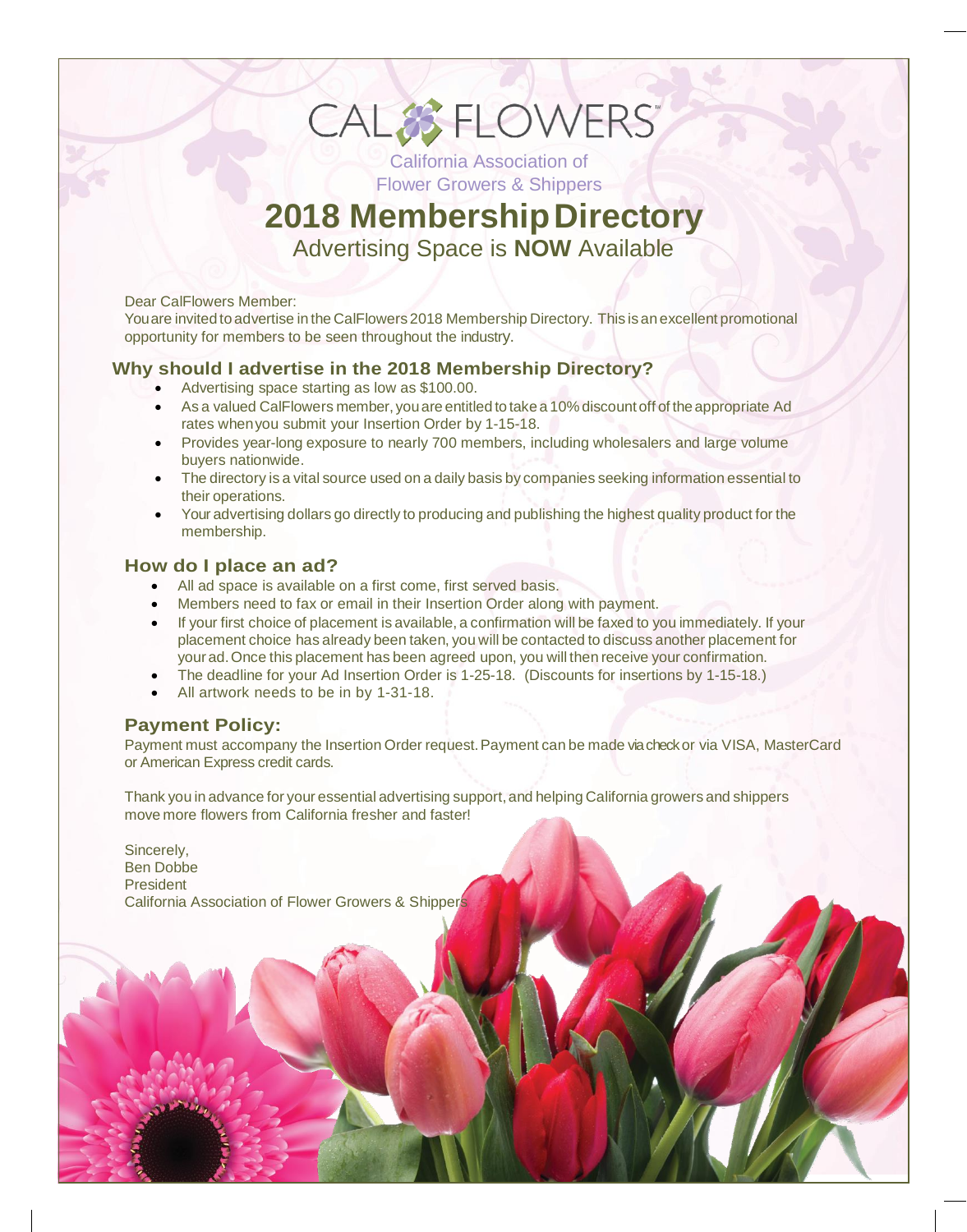# CAL FLOWERS™

California Association of Flower Growers & Shippers

## 2018 Membership Directory

Advertising Space is **NOW** Available

Dear CalFlowers Member:
You are invited to advertise in the CalFlowers 2018 Membership Directory. This is an excellent promotional opportunity for members to be seen throughout the industry.

### Why should I advertise in the 2018 Membership Directory?

- Advertising space starting as low as $100.00.
- As a valued CalFlowers member, you are entitled to take a 10% discount off of the appropriate Ad rates when you submit your Insertion Order by 1-15-18.
- Provides year-long exposure to nearly 700 members, including wholesalers and large volume buyers nationwide.
- The directory is a vital source used on a daily basis by companies seeking information essential to their operations.
- Your advertising dollars go directly to producing and publishing the highest quality product for the membership.

### How do I place an ad?

- All ad space is available on a first come, first served basis.
- Members need to fax or email in their Insertion Order along with payment.
- If your first choice of placement is available, a confirmation will be faxed to you immediately. If your placement choice has already been taken, you will be contacted to discuss another placement for your ad. Once this placement has been agreed upon, you will then receive your confirmation.
- The deadline for your Ad Insertion Order is 1-25-18. (Discounts for insertions by 1-15-18.)
- All artwork needs to be in by 1-31-18.

### Payment Policy:

Payment must accompany the Insertion Order request. Payment can be made via check or via VISA, MasterCard or American Express credit cards.

Thank you in advance for your essential advertising support, and helping California growers and shippers move more flowers from California fresher and faster!

Sincerely,
Ben Dobbe
President
California Association of Flower Growers & Shippers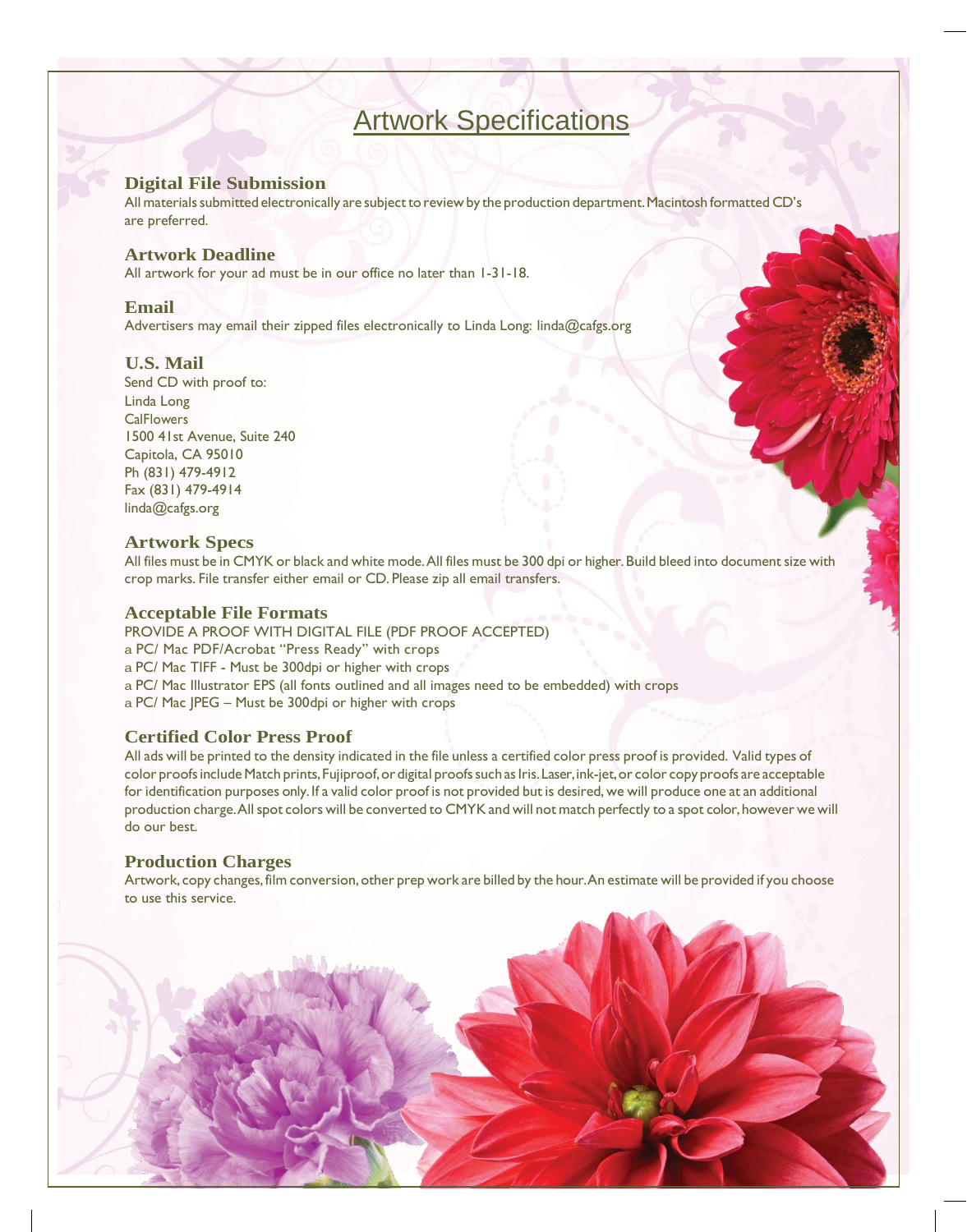# Artwork Specifications

## Digital File Submission

All materials submitted electronically are subject to review by the production department. Macintosh formatted CD's are preferred.

## Artwork Deadline

All artwork for your ad must be in our office no later than 1-31-18.

## Email

Advertisers may email their zipped files electronically to Linda Long: linda@cafgs.org

## U.S. Mail

Send CD with proof to:
Linda Long
CalFlowers
1500 41st Avenue, Suite 240
Capitola, CA 95010
Ph (831) 479-4912
Fax (831) 479-4914
linda@cafgs.org

## Artwork Specs

All files must be in CMYK or black and white mode. All files must be 300 dpi or higher. Build bleed into document size with crop marks. File transfer either email or CD. Please zip all email transfers.

## Acceptable File Formats

PROVIDE A PROOF WITH DIGITAL FILE (PDF PROOF ACCEPTED)
a PC/ Mac PDF/Acrobat "Press Ready" with crops
a PC/ Mac TIFF - Must be 300dpi or higher with crops
a PC/ Mac Illustrator EPS (all fonts outlined and all images need to be embedded) with crops
a PC/ Mac JPEG – Must be 300dpi or higher with crops

## Certified Color Press Proof

All ads will be printed to the density indicated in the file unless a certified color press proof is provided. Valid types of color proofs include Match prints, Fujiproof, or digital proofs such as Iris. Laser, ink-jet, or color copy proofs are acceptable for identification purposes only. If a valid color proof is not provided but is desired, we will produce one at an additional production charge. All spot colors will be converted to CMYK and will not match perfectly to a spot color, however we will do our best.

## Production Charges

Artwork, copy changes, film conversion, other prep work are billed by the hour. An estimate will be provided if you choose to use this service.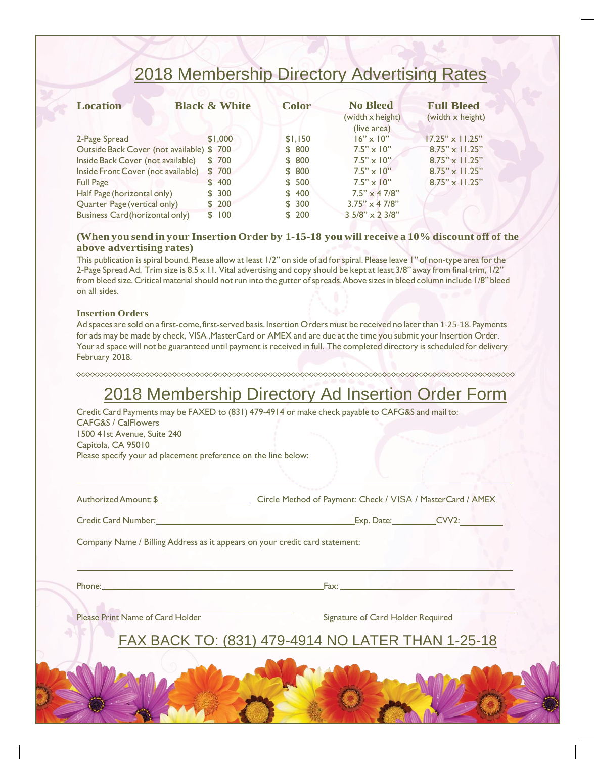# 2018 Membership Directory Advertising Rates

| Location | Black & White | Color | No Bleed (width x height) (live area) | Full Bleed (width x height) |
|---|---|---|---|---|
| 2-Page Spread | $1,000 | $1,150 | 16" x 10" | 17.25" x 11.25" |
| Outside Back Cover (not available) | $ 700 | $ 800 | 7.5" x 10" | 8.75" x 11.25" |
| Inside Back Cover (not available) | $ 700 | $ 800 | 7.5" x 10" | 8.75" x 11.25" |
| Inside Front Cover (not available) | $ 700 | $ 800 | 7.5" x 10" | 8.75" x 11.25" |
| Full Page | $ 400 | $ 500 | 7.5" x 10" | 8.75" x 11.25" |
| Half Page (horizontal only) | $ 300 | $ 400 | 7.5" x 4 7/8" | |
| Quarter Page (vertical only) | $ 200 | $ 300 | 3.75" x 4 7/8" | |
| Business Card (horizontal only) | $ 100 | $ 200 | 3 5/8" x 2 3/8" | |

**(When you send in your Insertion Order by 1-15-18 you will receive a 10% discount off of the above advertising rates)**

This publication is spiral bound. Please allow at least 1/2" on side of ad for spiral. Please leave 1" of non-type area for the 2-Page Spread Ad. Trim size is 8.5 x 11. Vital advertising and copy should be kept at least 3/8" away from final trim, 1/2" from bleed size. Critical material should not run into the gutter of spreads. Above sizes in bleed column include 1/8" bleed on all sides.

**Insertion Orders**

Ad spaces are sold on a first-come, first-served basis. Insertion Orders must be received no later than 1-25-18. Payments for ads may be made by check, VISA ,MasterCard or AMEX and are due at the time you submit your Insertion Order. Your ad space will not be guaranteed until payment is received in full. The completed directory is scheduled for delivery February 2018.

# 2018 Membership Directory Ad Insertion Order Form

Credit Card Payments may be FAXED to (831) 479-4914 or make check payable to CAFG&S and mail to:
CAFG&S / CalFlowers
1500 41st Avenue, Suite 240
Capitola, CA 95010
Please specify your ad placement preference on the line below:

_______________________________________________

Authorized Amount: $__________ Circle Method of Payment: Check / VISA / MasterCard / AMEX

Credit Card Number:______________________________ Exp. Date:__________ CVV2:__________

Company Name / Billing Address as it appears on your credit card statement:

_______________________________________________

Phone:______________________________ Fax: ______________________________

Please Print Name of Card Holder

Signature of Card Holder Required

## FAX BACK TO: (831) 479-4914 NO LATER THAN 1-25-18